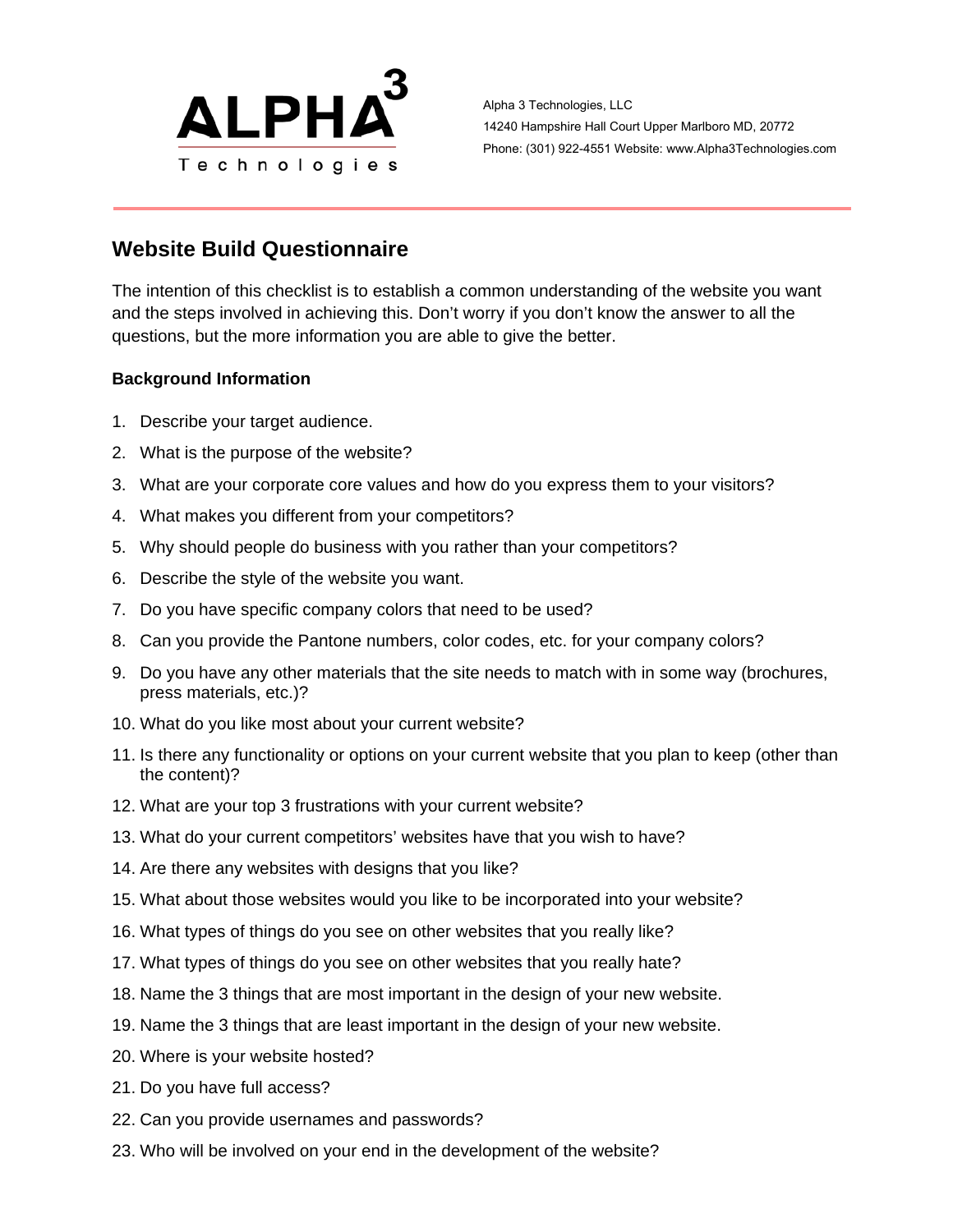ALPHA[3] Technologies

Alpha 3 Technologies, LLC
14240 Hampshire Hall Court Upper Marlboro MD, 20772
Phone: (301) 922-4551 Website: www.Alpha3Technologies.com

## Website Build Questionnaire

The intention of this checklist is to establish a common understanding of the website you want and the steps involved in achieving this. Don't worry if you don't know the answer to all the questions, but the more information you are able to give the better.

### Background Information

1. Describe your target audience.
2. What is the purpose of the website?
3. What are your corporate core values and how do you express them to your visitors?
4. What makes you different from your competitors?
5. Why should people do business with you rather than your competitors?
6. Describe the style of the website you want.
7. Do you have specific company colors that need to be used?
8. Can you provide the Pantone numbers, color codes, etc. for your company colors?
9. Do you have any other materials that the site needs to match with in some way (brochures, press materials, etc.)?
10. What do you like most about your current website?
11. Is there any functionality or options on your current website that you plan to keep (other than the content)?
12. What are your top 3 frustrations with your current website?
13. What do your current competitors' websites have that you wish to have?
14. Are there any websites with designs that you like?
15. What about those websites would you like to be incorporated into your website?
16. What types of things do you see on other websites that you really like?
17. What types of things do you see on other websites that you really hate?
18. Name the 3 things that are most important in the design of your new website.
19. Name the 3 things that are least important in the design of your new website.
20. Where is your website hosted?
21. Do you have full access?
22. Can you provide usernames and passwords?
23. Who will be involved on your end in the development of the website?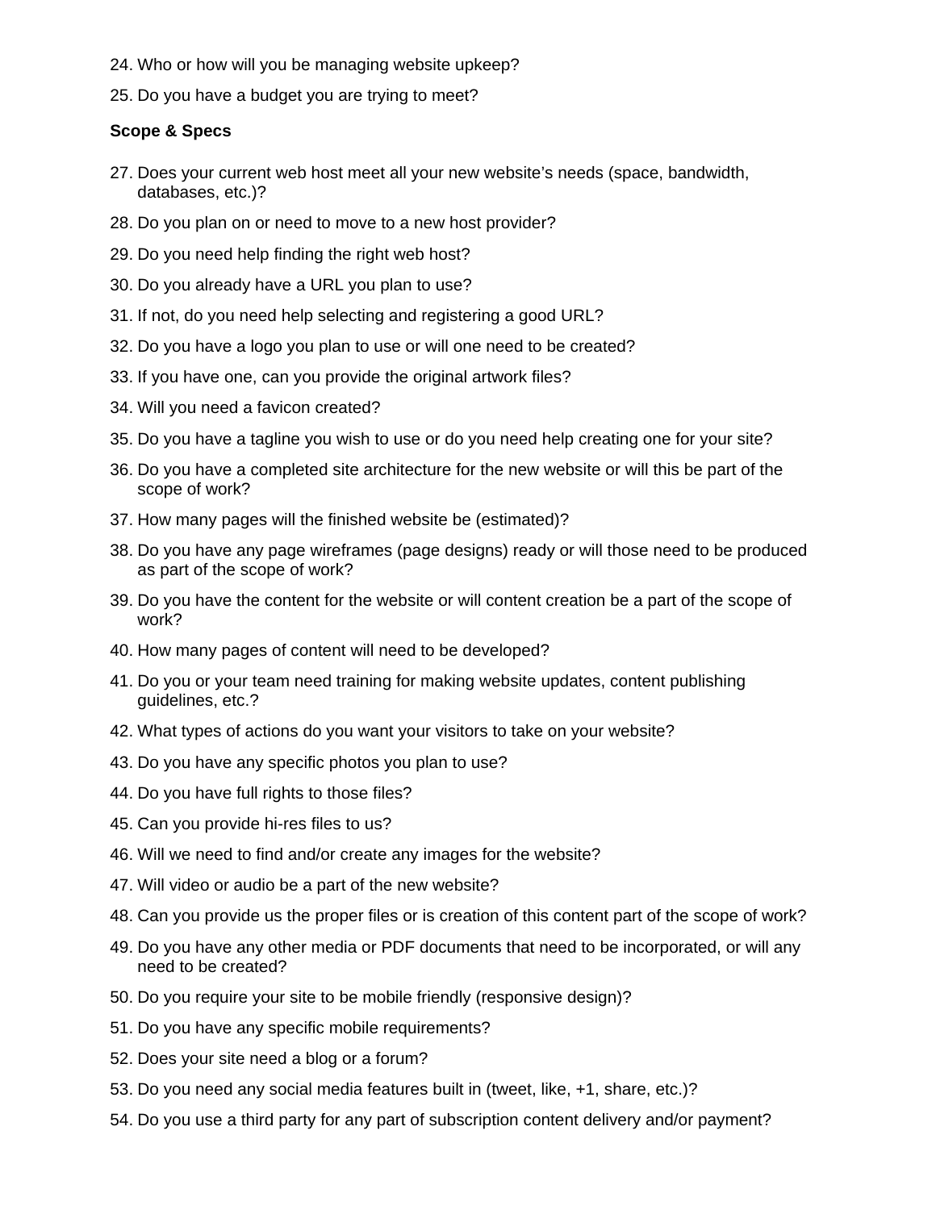24. Who or how will you be managing website upkeep?
25. Do you have a budget you are trying to meet?

**Scope & Specs**

27. Does your current web host meet all your new website's needs (space, bandwidth, databases, etc.)?
28. Do you plan on or need to move to a new host provider?
29. Do you need help finding the right web host?
30. Do you already have a URL you plan to use?
31. If not, do you need help selecting and registering a good URL?
32. Do you have a logo you plan to use or will one need to be created?
33. If you have one, can you provide the original artwork files?
34. Will you need a favicon created?
35. Do you have a tagline you wish to use or do you need help creating one for your site?
36. Do you have a completed site architecture for the new website or will this be part of the scope of work?
37. How many pages will the finished website be (estimated)?
38. Do you have any page wireframes (page designs) ready or will those need to be produced as part of the scope of work?
39. Do you have the content for the website or will content creation be a part of the scope of work?
40. How many pages of content will need to be developed?
41. Do you or your team need training for making website updates, content publishing guidelines, etc.?
42. What types of actions do you want your visitors to take on your website?
43. Do you have any specific photos you plan to use?
44. Do you have full rights to those files?
45. Can you provide hi-res files to us?
46. Will we need to find and/or create any images for the website?
47. Will video or audio be a part of the new website?
48. Can you provide us the proper files or is creation of this content part of the scope of work?
49. Do you have any other media or PDF documents that need to be incorporated, or will any need to be created?
50. Do you require your site to be mobile friendly (responsive design)?
51. Do you have any specific mobile requirements?
52. Does your site need a blog or a forum?
53. Do you need any social media features built in (tweet, like, +1, share, etc.)?
54. Do you use a third party for any part of subscription content delivery and/or payment?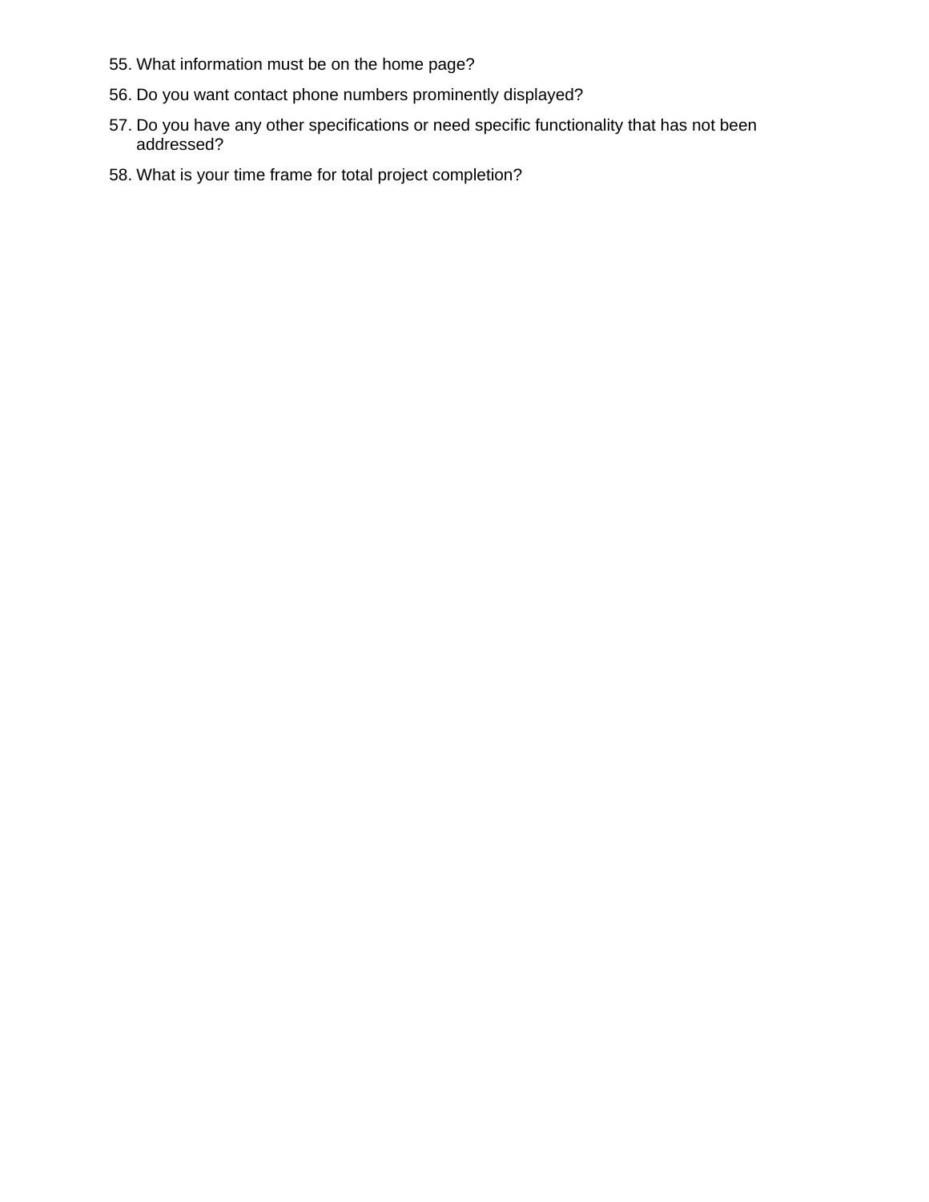55. What information must be on the home page?
56. Do you want contact phone numbers prominently displayed?
57. Do you have any other specifications or need specific functionality that has not been addressed?
58. What is your time frame for total project completion?